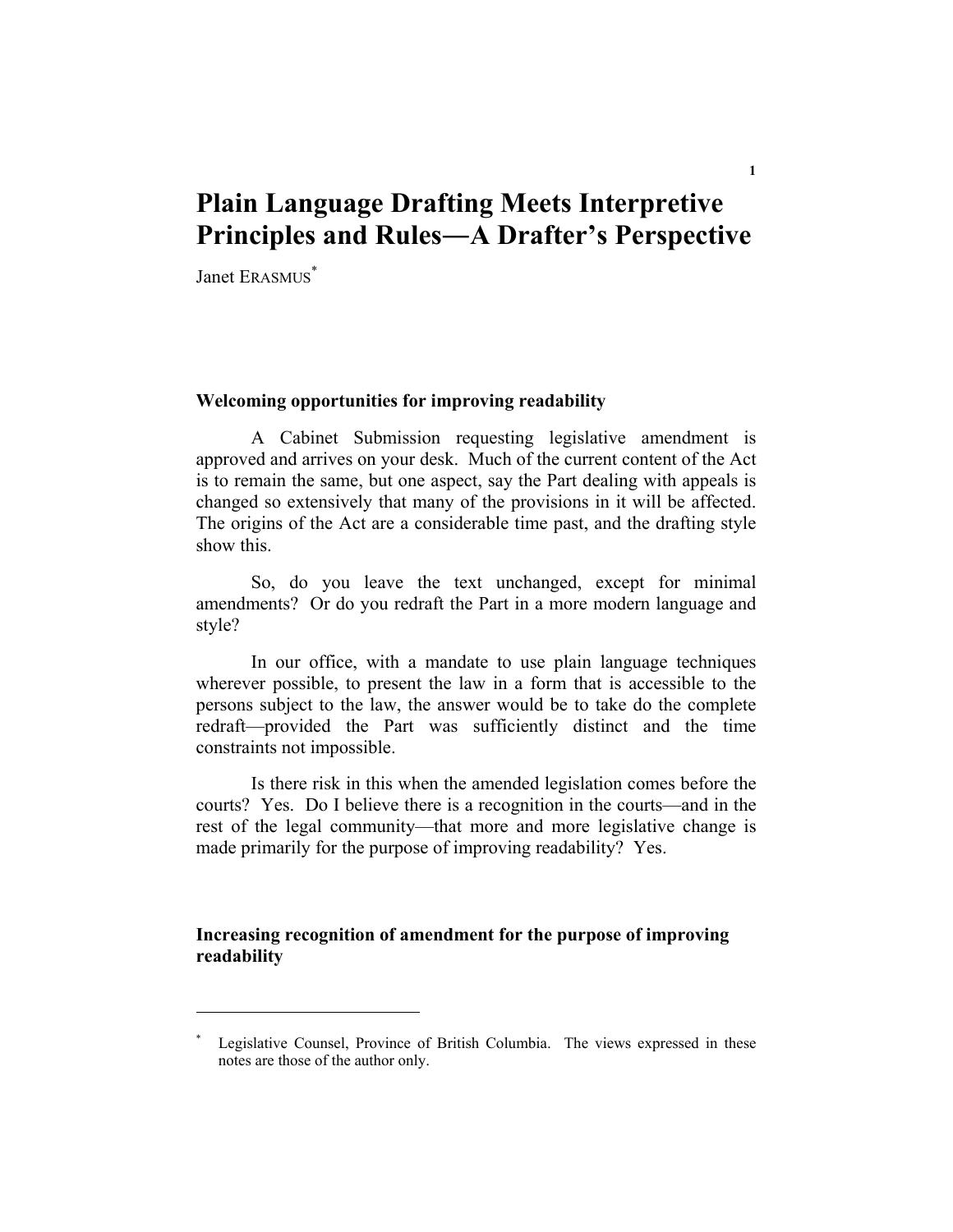# Plain Language Drafting Meets Interpretive Principles and Rules—A Drafter's Perspective

Janet ERASMUS[*]

## Welcoming opportunities for improving readability

A Cabinet Submission requesting legislative amendment is approved and arrives on your desk. Much of the current content of the Act is to remain the same, but one aspect, say the Part dealing with appeals is changed so extensively that many of the provisions in it will be affected. The origins of the Act are a considerable time past, and the drafting style show this.

So, do you leave the text unchanged, except for minimal amendments? Or do you redraft the Part in a more modern language and style?

In our office, with a mandate to use plain language techniques wherever possible, to present the law in a form that is accessible to the persons subject to the law, the answer would be to take do the complete redraft—provided the Part was sufficiently distinct and the time constraints not impossible.

Is there risk in this when the amended legislation comes before the courts? Yes. Do I believe there is a recognition in the courts—and in the rest of the legal community—that more and more legislative change is made primarily for the purpose of improving readability? Yes.

## Increasing recognition of amendment for the purpose of improving readability

---

[*] Legislative Counsel, Province of British Columbia. The views expressed in these notes are those of the author only.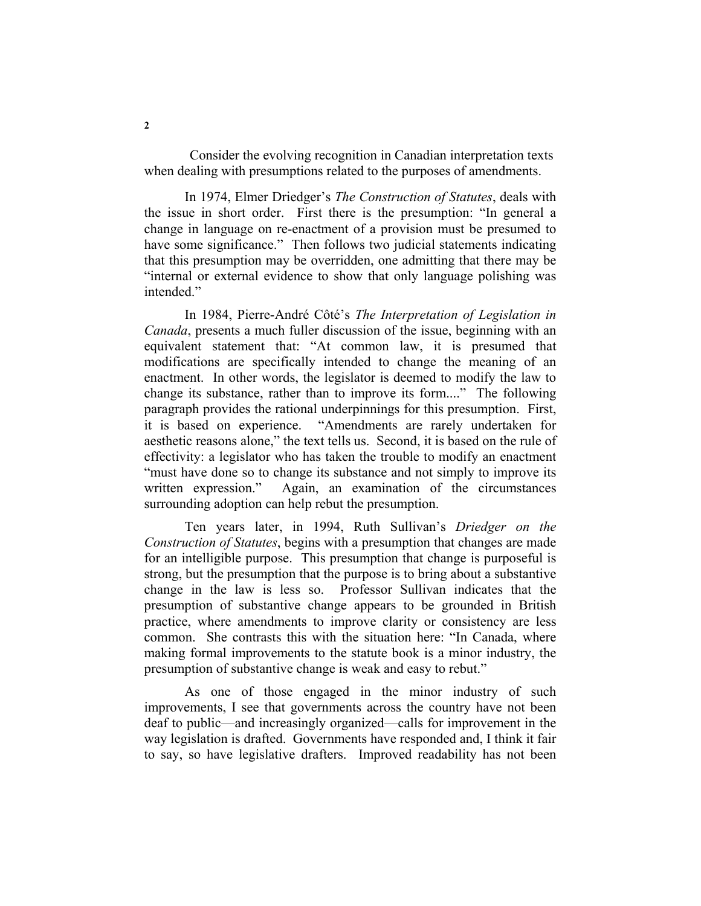Consider the evolving recognition in Canadian interpretation texts when dealing with presumptions related to the purposes of amendments.

In 1974, Elmer Driedger's *The Construction of Statutes*, deals with the issue in short order. First there is the presumption: "In general a change in language on re-enactment of a provision must be presumed to have some significance." Then follows two judicial statements indicating that this presumption may be overridden, one admitting that there may be "internal or external evidence to show that only language polishing was intended."

In 1984, Pierre-André Côté's *The Interpretation of Legislation in Canada*, presents a much fuller discussion of the issue, beginning with an equivalent statement that: "At common law, it is presumed that modifications are specifically intended to change the meaning of an enactment. In other words, the legislator is deemed to modify the law to change its substance, rather than to improve its form...." The following paragraph provides the rational underpinnings for this presumption. First, it is based on experience. "Amendments are rarely undertaken for aesthetic reasons alone," the text tells us. Second, it is based on the rule of effectivity: a legislator who has taken the trouble to modify an enactment "must have done so to change its substance and not simply to improve its written expression." Again, an examination of the circumstances surrounding adoption can help rebut the presumption.

Ten years later, in 1994, Ruth Sullivan's *Driedger on the Construction of Statutes*, begins with a presumption that changes are made for an intelligible purpose. This presumption that change is purposeful is strong, but the presumption that the purpose is to bring about a substantive change in the law is less so. Professor Sullivan indicates that the presumption of substantive change appears to be grounded in British practice, where amendments to improve clarity or consistency are less common. She contrasts this with the situation here: "In Canada, where making formal improvements to the statute book is a minor industry, the presumption of substantive change is weak and easy to rebut."

As one of those engaged in the minor industry of such improvements, I see that governments across the country have not been deaf to public—and increasingly organized—calls for improvement in the way legislation is drafted. Governments have responded and, I think it fair to say, so have legislative drafters. Improved readability has not been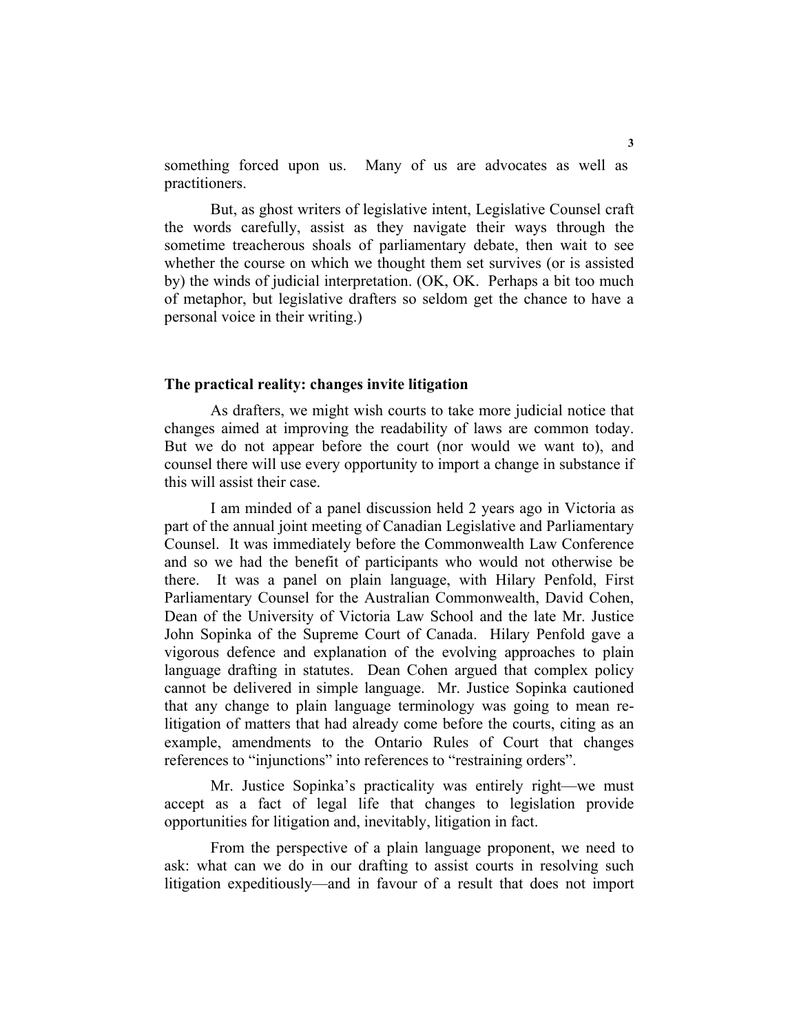something forced upon us. Many of us are advocates as well as practitioners.

But, as ghost writers of legislative intent, Legislative Counsel craft the words carefully, assist as they navigate their ways through the sometime treacherous shoals of parliamentary debate, then wait to see whether the course on which we thought them set survives (or is assisted by) the winds of judicial interpretation. (OK, OK. Perhaps a bit too much of metaphor, but legislative drafters so seldom get the chance to have a personal voice in their writing.)

## The practical reality: changes invite litigation

As drafters, we might wish courts to take more judicial notice that changes aimed at improving the readability of laws are common today. But we do not appear before the court (nor would we want to), and counsel there will use every opportunity to import a change in substance if this will assist their case.

I am minded of a panel discussion held 2 years ago in Victoria as part of the annual joint meeting of Canadian Legislative and Parliamentary Counsel. It was immediately before the Commonwealth Law Conference and so we had the benefit of participants who would not otherwise be there. It was a panel on plain language, with Hilary Penfold, First Parliamentary Counsel for the Australian Commonwealth, David Cohen, Dean of the University of Victoria Law School and the late Mr. Justice John Sopinka of the Supreme Court of Canada. Hilary Penfold gave a vigorous defence and explanation of the evolving approaches to plain language drafting in statutes. Dean Cohen argued that complex policy cannot be delivered in simple language. Mr. Justice Sopinka cautioned that any change to plain language terminology was going to mean re-litigation of matters that had already come before the courts, citing as an example, amendments to the Ontario Rules of Court that changes references to "injunctions" into references to "restraining orders".

Mr. Justice Sopinka's practicality was entirely right—we must accept as a fact of legal life that changes to legislation provide opportunities for litigation and, inevitably, litigation in fact.

From the perspective of a plain language proponent, we need to ask: what can we do in our drafting to assist courts in resolving such litigation expeditiously—and in favour of a result that does not import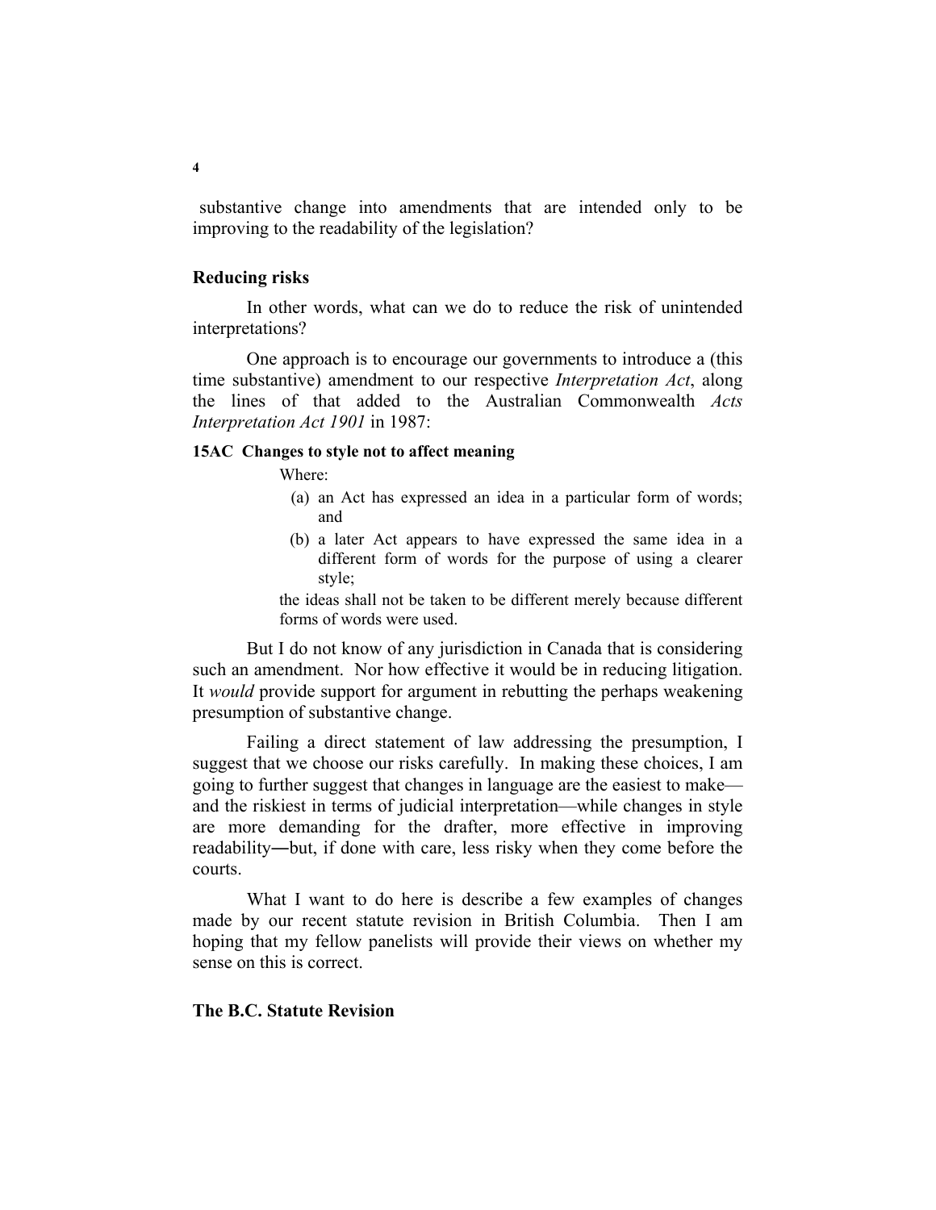substantive change into amendments that are intended only to be improving to the readability of the legislation?

## Reducing risks

In other words, what can we do to reduce the risk of unintended interpretations?

One approach is to encourage our governments to introduce a (this time substantive) amendment to our respective *Interpretation Act*, along the lines of that added to the Australian Commonwealth *Acts Interpretation Act 1901* in 1987:

**15AC Changes to style not to affect meaning**

Where:

(a) an Act has expressed an idea in a particular form of words; and

(b) a later Act appears to have expressed the same idea in a different form of words for the purpose of using a clearer style;

the ideas shall not be taken to be different merely because different forms of words were used.

But I do not know of any jurisdiction in Canada that is considering such an amendment. Nor how effective it would be in reducing litigation. It *would* provide support for argument in rebutting the perhaps weakening presumption of substantive change.

Failing a direct statement of law addressing the presumption, I suggest that we choose our risks carefully. In making these choices, I am going to further suggest that changes in language are the easiest to make—and the riskiest in terms of judicial interpretation—while changes in style are more demanding for the drafter, more effective in improving readability―but, if done with care, less risky when they come before the courts.

What I want to do here is describe a few examples of changes made by our recent statute revision in British Columbia. Then I am hoping that my fellow panelists will provide their views on whether my sense on this is correct.

## The B.C. Statute Revision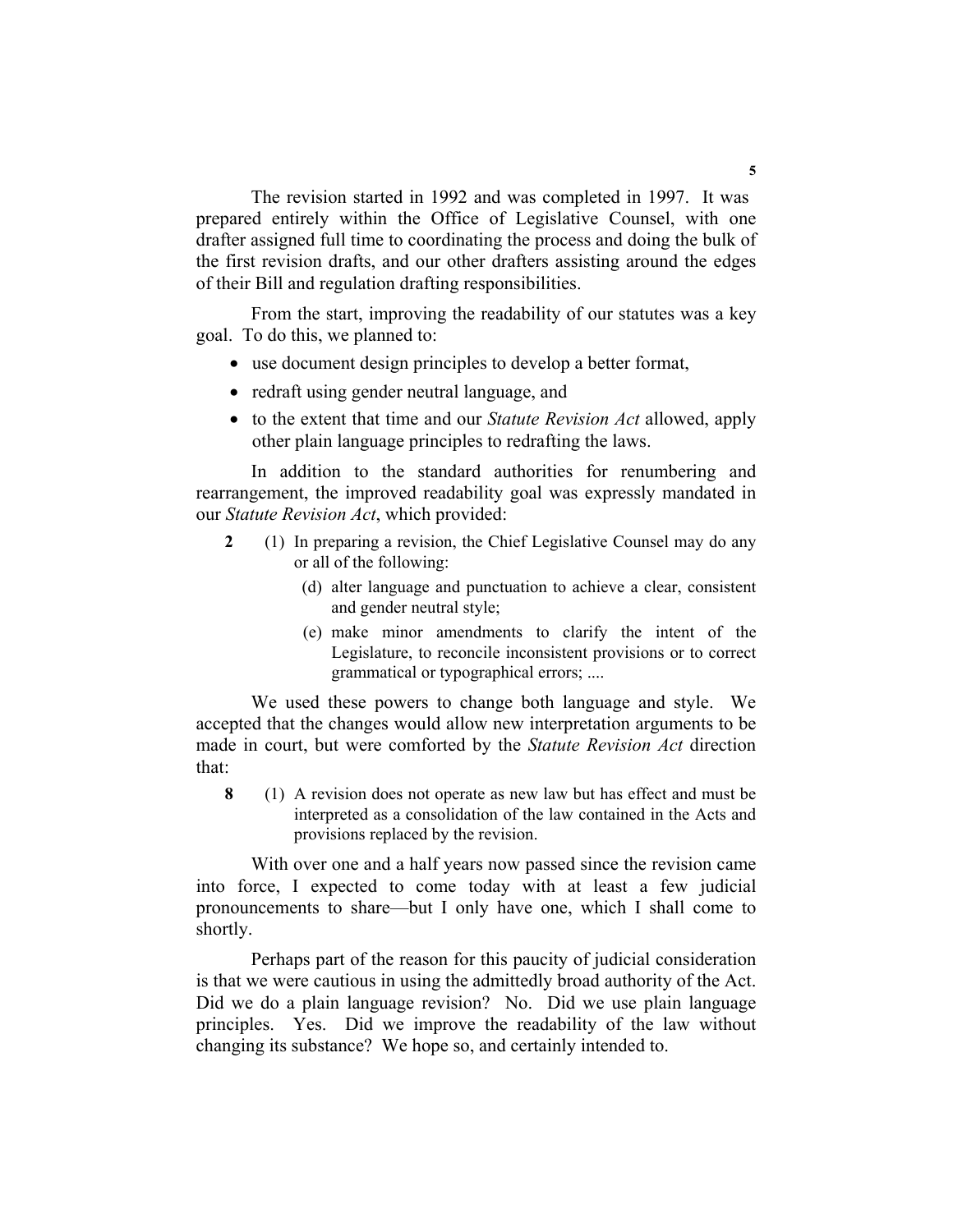The revision started in 1992 and was completed in 1997. It was prepared entirely within the Office of Legislative Counsel, with one drafter assigned full time to coordinating the process and doing the bulk of the first revision drafts, and our other drafters assisting around the edges of their Bill and regulation drafting responsibilities.

From the start, improving the readability of our statutes was a key goal. To do this, we planned to:

- use document design principles to develop a better format,
- redraft using gender neutral language, and
- to the extent that time and our *Statute Revision Act* allowed, apply other plain language principles to redrafting the laws.

In addition to the standard authorities for renumbering and rearrangement, the improved readability goal was expressly mandated in our *Statute Revision Act*, which provided:

> **2** (1) In preparing a revision, the Chief Legislative Counsel may do any or all of the following:
>
> (d) alter language and punctuation to achieve a clear, consistent and gender neutral style;
>
> (e) make minor amendments to clarify the intent of the Legislature, to reconcile inconsistent provisions or to correct grammatical or typographical errors; ....

We used these powers to change both language and style. We accepted that the changes would allow new interpretation arguments to be made in court, but were comforted by the *Statute Revision Act* direction that:

> **8** (1) A revision does not operate as new law but has effect and must be interpreted as a consolidation of the law contained in the Acts and provisions replaced by the revision.

With over one and a half years now passed since the revision came into force, I expected to come today with at least a few judicial pronouncements to share—but I only have one, which I shall come to shortly.

Perhaps part of the reason for this paucity of judicial consideration is that we were cautious in using the admittedly broad authority of the Act. Did we do a plain language revision? No. Did we use plain language principles. Yes. Did we improve the readability of the law without changing its substance? We hope so, and certainly intended to.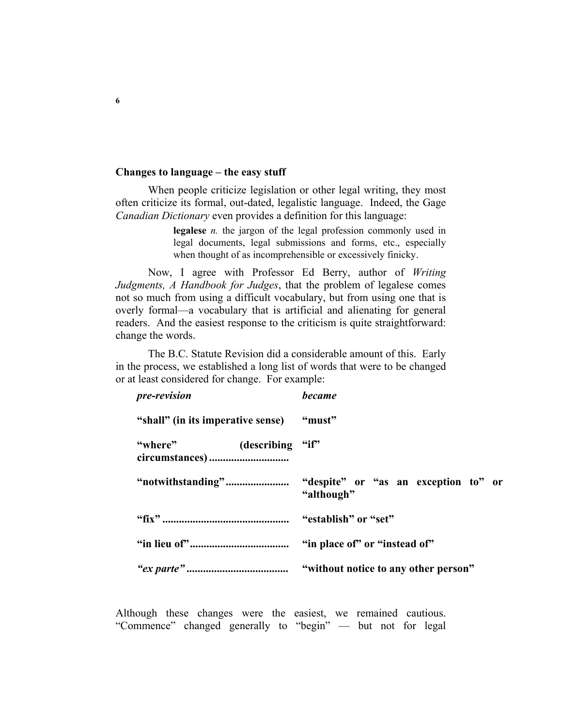## Changes to language – the easy stuff

When people criticize legislation or other legal writing, they most often criticize its formal, out-dated, legalistic language. Indeed, the Gage *Canadian Dictionary* even provides a definition for this language:

> **legalese** *n.* the jargon of the legal profession commonly used in legal documents, legal submissions and forms, etc., especially when thought of as incomprehensible or excessively finicky.

Now, I agree with Professor Ed Berry, author of *Writing Judgments, A Handbook for Judges*, that the problem of legalese comes not so much from using a difficult vocabulary, but from using one that is overly formal—a vocabulary that is artificial and alienating for general readers. And the easiest response to the criticism is quite straightforward: change the words.

The B.C. Statute Revision did a considerable amount of this. Early in the process, we established a long list of words that were to be changed or at least considered for change. For example:

| ***pre-revision*** | ***became*** |
|---|---|
| **"shall" (in its imperative sense)** | **"must"** |
| **"where" (describing circumstances)** | **"if"** |
| **"notwithstanding"** | **"despite" or "as an exception to" or "although"** |
| **"fix"** | **"establish" or "set"** |
| **"in lieu of"** | **"in place of" or "instead of"** |
| ***"ex parte"*** | **"without notice to any other person"** |

Although these changes were the easiest, we remained cautious. "Commence" changed generally to "begin" — but not for legal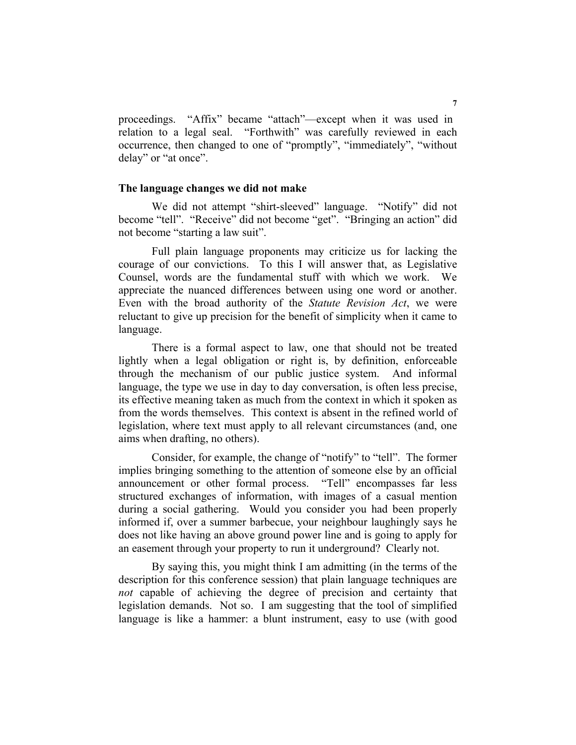proceedings. "Affix" became "attach"—except when it was used in relation to a legal seal. "Forthwith" was carefully reviewed in each occurrence, then changed to one of "promptly", "immediately", "without delay" or "at once".

**The language changes we did not make**

We did not attempt "shirt-sleeved" language. "Notify" did not become "tell". "Receive" did not become "get". "Bringing an action" did not become "starting a law suit".

Full plain language proponents may criticize us for lacking the courage of our convictions. To this I will answer that, as Legislative Counsel, words are the fundamental stuff with which we work. We appreciate the nuanced differences between using one word or another. Even with the broad authority of the *Statute Revision Act*, we were reluctant to give up precision for the benefit of simplicity when it came to language.

There is a formal aspect to law, one that should not be treated lightly when a legal obligation or right is, by definition, enforceable through the mechanism of our public justice system. And informal language, the type we use in day to day conversation, is often less precise, its effective meaning taken as much from the context in which it spoken as from the words themselves. This context is absent in the refined world of legislation, where text must apply to all relevant circumstances (and, one aims when drafting, no others).

Consider, for example, the change of "notify" to "tell". The former implies bringing something to the attention of someone else by an official announcement or other formal process. "Tell" encompasses far less structured exchanges of information, with images of a casual mention during a social gathering. Would you consider you had been properly informed if, over a summer barbecue, your neighbour laughingly says he does not like having an above ground power line and is going to apply for an easement through your property to run it underground? Clearly not.

By saying this, you might think I am admitting (in the terms of the description for this conference session) that plain language techniques are *not* capable of achieving the degree of precision and certainty that legislation demands. Not so. I am suggesting that the tool of simplified language is like a hammer: a blunt instrument, easy to use (with good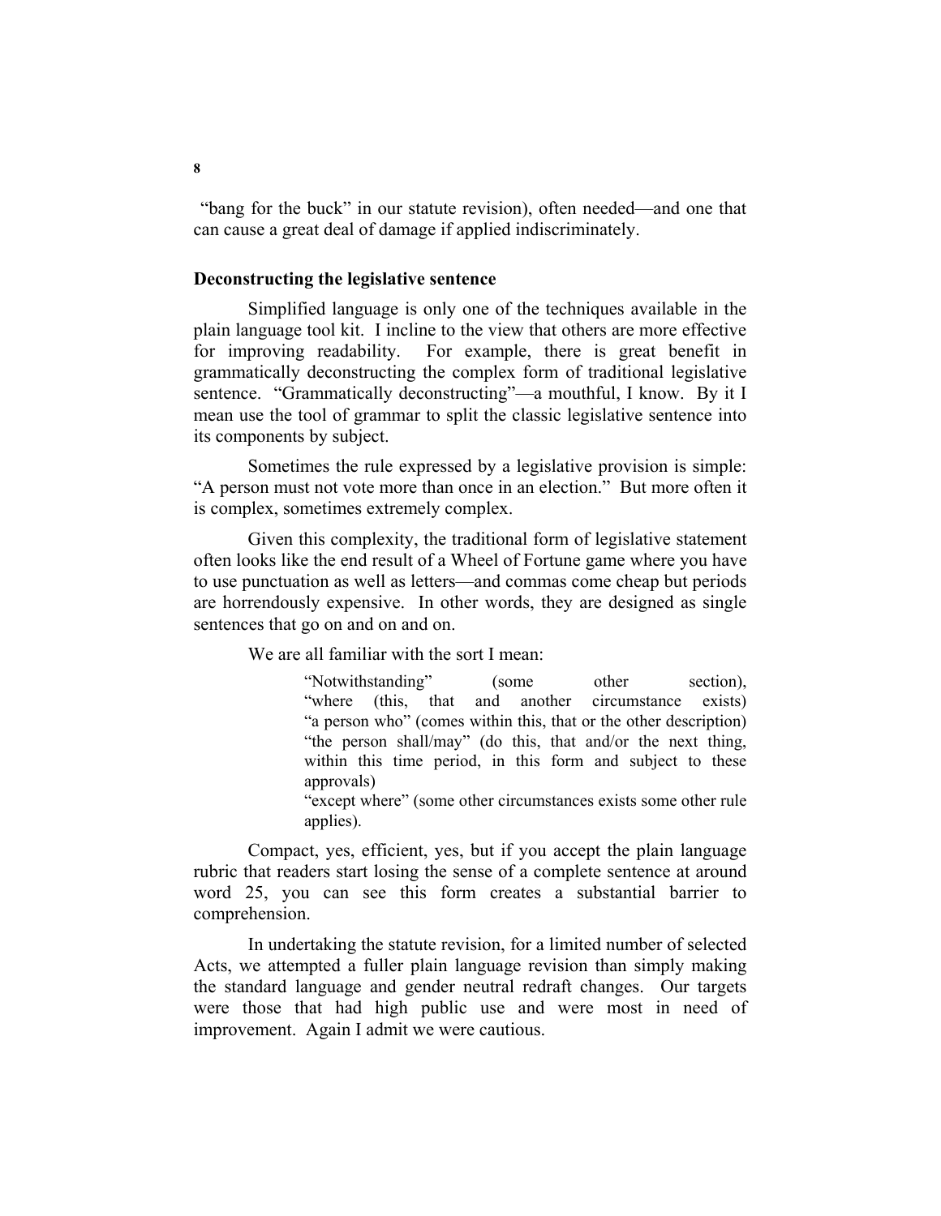"bang for the buck" in our statute revision), often needed—and one that can cause a great deal of damage if applied indiscriminately.

**Deconstructing the legislative sentence**

Simplified language is only one of the techniques available in the plain language tool kit. I incline to the view that others are more effective for improving readability. For example, there is great benefit in grammatically deconstructing the complex form of traditional legislative sentence. "Grammatically deconstructing"—a mouthful, I know. By it I mean use the tool of grammar to split the classic legislative sentence into its components by subject.

Sometimes the rule expressed by a legislative provision is simple: "A person must not vote more than once in an election." But more often it is complex, sometimes extremely complex.

Given this complexity, the traditional form of legislative statement often looks like the end result of a Wheel of Fortune game where you have to use punctuation as well as letters—and commas come cheap but periods are horrendously expensive. In other words, they are designed as single sentences that go on and on and on.

We are all familiar with the sort I mean:

> "Notwithstanding" (some other section),
> "where (this, that and another circumstance exists)
> "a person who" (comes within this, that or the other description)
> "the person shall/may" (do this, that and/or the next thing, within this time period, in this form and subject to these approvals)
> "except where" (some other circumstances exists some other rule applies).

Compact, yes, efficient, yes, but if you accept the plain language rubric that readers start losing the sense of a complete sentence at around word 25, you can see this form creates a substantial barrier to comprehension.

In undertaking the statute revision, for a limited number of selected Acts, we attempted a fuller plain language revision than simply making the standard language and gender neutral redraft changes. Our targets were those that had high public use and were most in need of improvement. Again I admit we were cautious.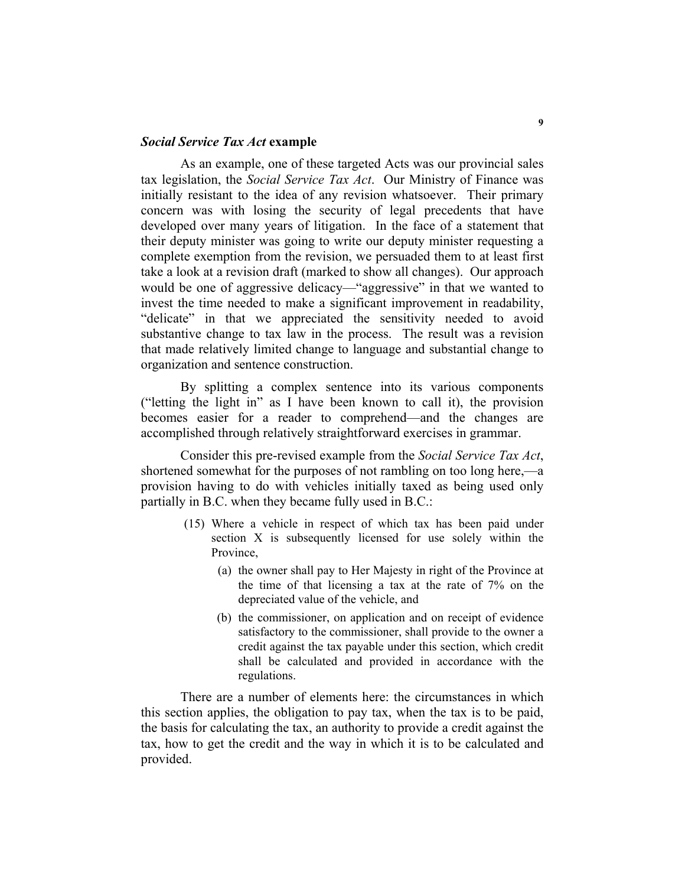### *Social Service Tax Act* example

As an example, one of these targeted Acts was our provincial sales tax legislation, the *Social Service Tax Act*. Our Ministry of Finance was initially resistant to the idea of any revision whatsoever. Their primary concern was with losing the security of legal precedents that have developed over many years of litigation. In the face of a statement that their deputy minister was going to write our deputy minister requesting a complete exemption from the revision, we persuaded them to at least first take a look at a revision draft (marked to show all changes). Our approach would be one of aggressive delicacy—"aggressive" in that we wanted to invest the time needed to make a significant improvement in readability, "delicate" in that we appreciated the sensitivity needed to avoid substantive change to tax law in the process. The result was a revision that made relatively limited change to language and substantial change to organization and sentence construction.

By splitting a complex sentence into its various components ("letting the light in" as I have been known to call it), the provision becomes easier for a reader to comprehend—and the changes are accomplished through relatively straightforward exercises in grammar.

Consider this pre-revised example from the *Social Service Tax Act*, shortened somewhat for the purposes of not rambling on too long here,—a provision having to do with vehicles initially taxed as being used only partially in B.C. when they became fully used in B.C.:

> (15) Where a vehicle in respect of which tax has been paid under section X is subsequently licensed for use solely within the Province,
>
> (a) the owner shall pay to Her Majesty in right of the Province at the time of that licensing a tax at the rate of 7% on the depreciated value of the vehicle, and
>
> (b) the commissioner, on application and on receipt of evidence satisfactory to the commissioner, shall provide to the owner a credit against the tax payable under this section, which credit shall be calculated and provided in accordance with the regulations.

There are a number of elements here: the circumstances in which this section applies, the obligation to pay tax, when the tax is to be paid, the basis for calculating the tax, an authority to provide a credit against the tax, how to get the credit and the way in which it is to be calculated and provided.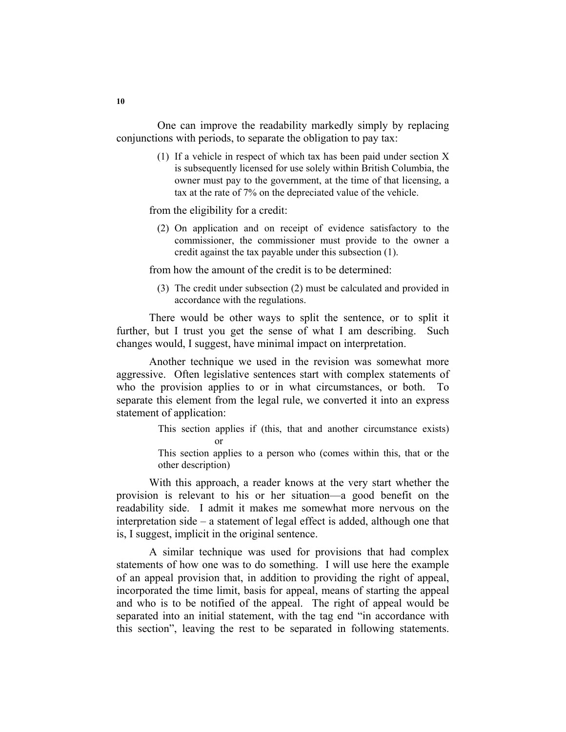One can improve the readability markedly simply by replacing conjunctions with periods, to separate the obligation to pay tax:

> (1) If a vehicle in respect of which tax has been paid under section X is subsequently licensed for use solely within British Columbia, the owner must pay to the government, at the time of that licensing, a tax at the rate of 7% on the depreciated value of the vehicle.

from the eligibility for a credit:

> (2) On application and on receipt of evidence satisfactory to the commissioner, the commissioner must provide to the owner a credit against the tax payable under this subsection (1).

from how the amount of the credit is to be determined:

> (3) The credit under subsection (2) must be calculated and provided in accordance with the regulations.

There would be other ways to split the sentence, or to split it further, but I trust you get the sense of what I am describing. Such changes would, I suggest, have minimal impact on interpretation.

Another technique we used in the revision was somewhat more aggressive. Often legislative sentences start with complex statements of who the provision applies to or in what circumstances, or both. To separate this element from the legal rule, we converted it into an express statement of application:

> This section applies if (this, that and another circumstance exists)
>
> or
>
> This section applies to a person who (comes within this, that or the other description)

With this approach, a reader knows at the very start whether the provision is relevant to his or her situation—a good benefit on the readability side. I admit it makes me somewhat more nervous on the interpretation side – a statement of legal effect is added, although one that is, I suggest, implicit in the original sentence.

A similar technique was used for provisions that had complex statements of how one was to do something. I will use here the example of an appeal provision that, in addition to providing the right of appeal, incorporated the time limit, basis for appeal, means of starting the appeal and who is to be notified of the appeal. The right of appeal would be separated into an initial statement, with the tag end "in accordance with this section", leaving the rest to be separated in following statements.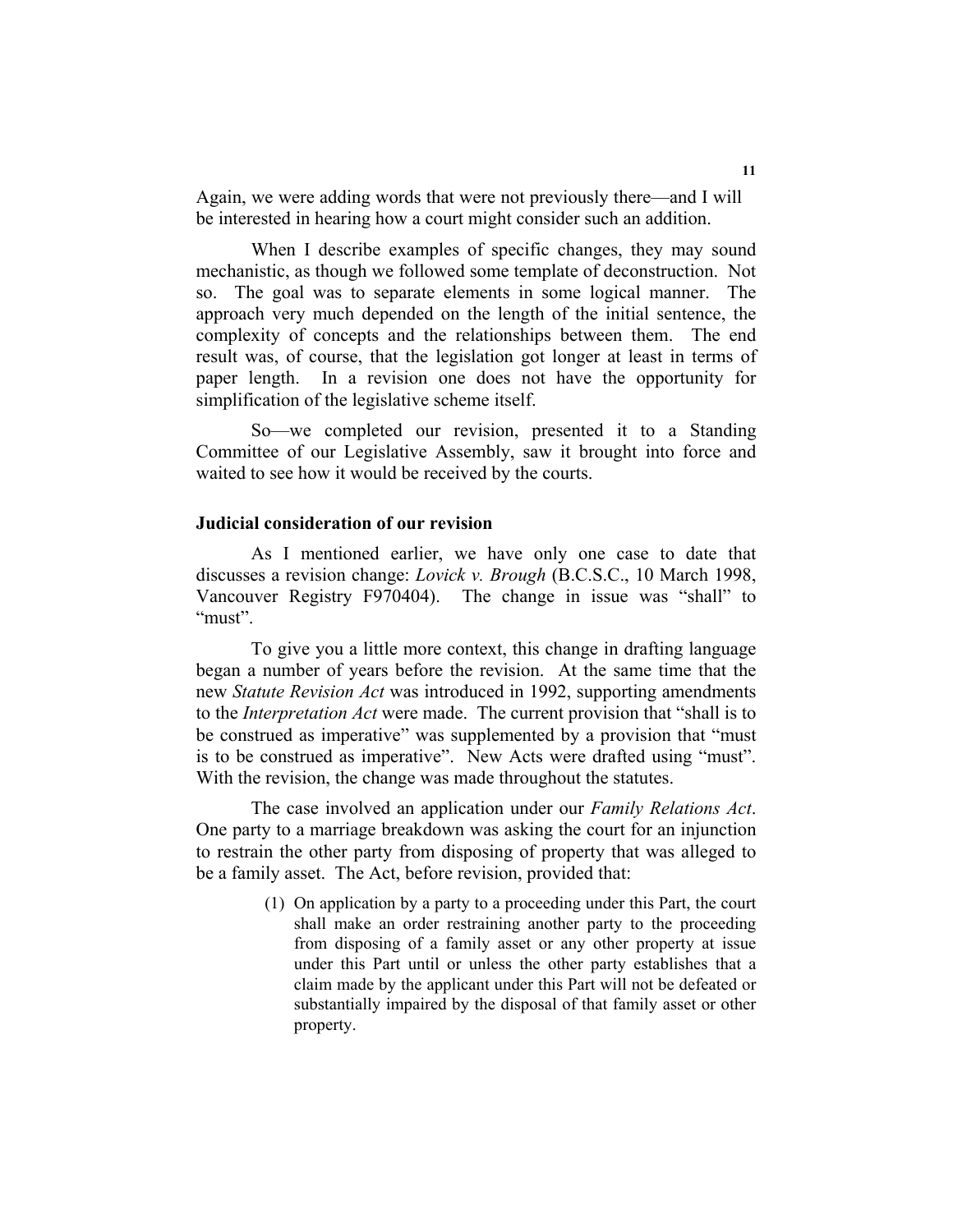Again, we were adding words that were not previously there—and I will be interested in hearing how a court might consider such an addition.

When I describe examples of specific changes, they may sound mechanistic, as though we followed some template of deconstruction. Not so. The goal was to separate elements in some logical manner. The approach very much depended on the length of the initial sentence, the complexity of concepts and the relationships between them. The end result was, of course, that the legislation got longer at least in terms of paper length. In a revision one does not have the opportunity for simplification of the legislative scheme itself.

So—we completed our revision, presented it to a Standing Committee of our Legislative Assembly, saw it brought into force and waited to see how it would be received by the courts.

**Judicial consideration of our revision**

As I mentioned earlier, we have only one case to date that discusses a revision change: *Lovick v. Brough* (B.C.S.C., 10 March 1998, Vancouver Registry F970404). The change in issue was "shall" to "must".

To give you a little more context, this change in drafting language began a number of years before the revision. At the same time that the new *Statute Revision Act* was introduced in 1992, supporting amendments to the *Interpretation Act* were made. The current provision that "shall is to be construed as imperative" was supplemented by a provision that "must is to be construed as imperative". New Acts were drafted using "must". With the revision, the change was made throughout the statutes.

The case involved an application under our *Family Relations Act*. One party to a marriage breakdown was asking the court for an injunction to restrain the other party from disposing of property that was alleged to be a family asset. The Act, before revision, provided that:

> (1) On application by a party to a proceeding under this Part, the court shall make an order restraining another party to the proceeding from disposing of a family asset or any other property at issue under this Part until or unless the other party establishes that a claim made by the applicant under this Part will not be defeated or substantially impaired by the disposal of that family asset or other property.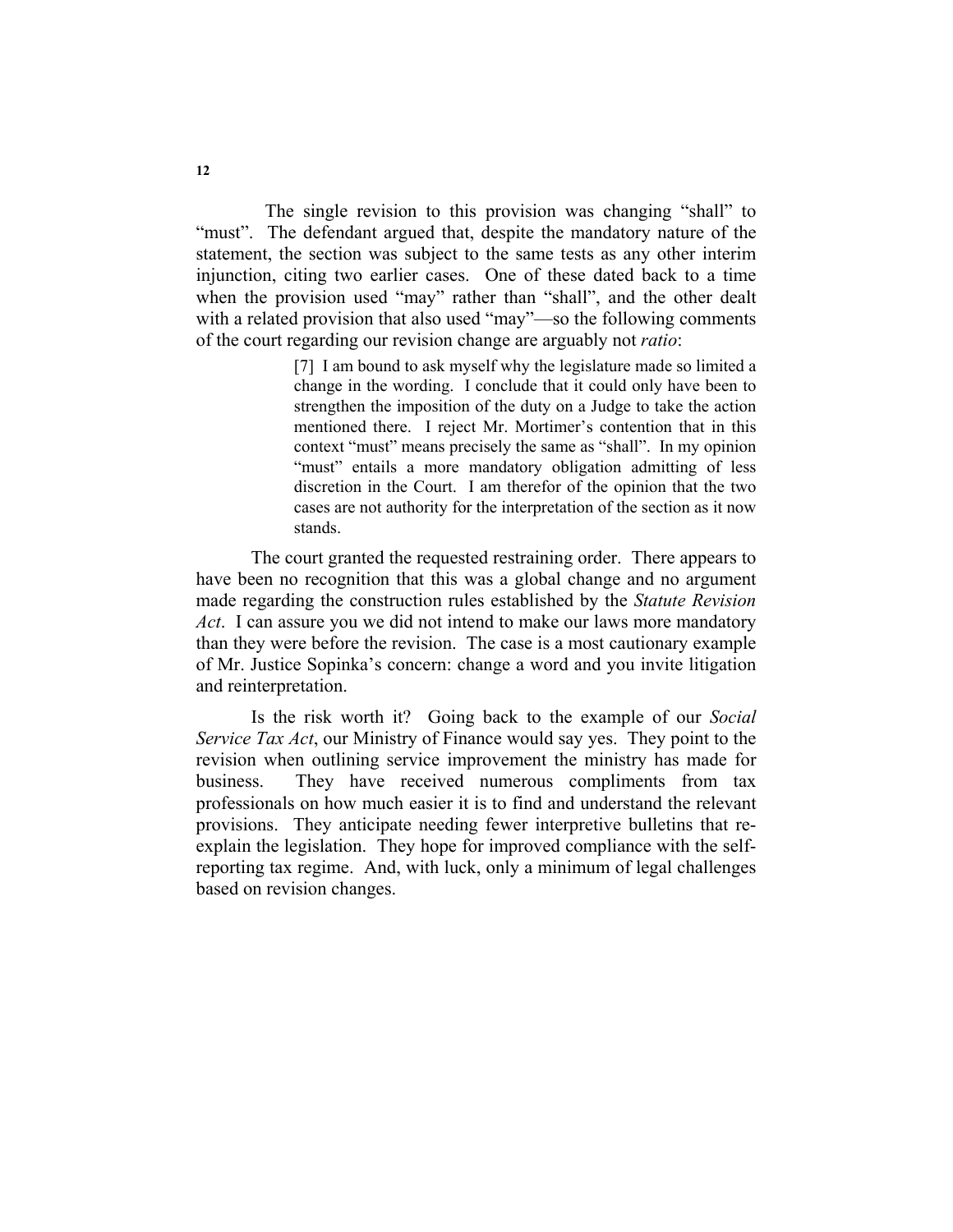The single revision to this provision was changing "shall" to "must". The defendant argued that, despite the mandatory nature of the statement, the section was subject to the same tests as any other interim injunction, citing two earlier cases. One of these dated back to a time when the provision used "may" rather than "shall", and the other dealt with a related provision that also used "may"—so the following comments of the court regarding our revision change are arguably not *ratio*:

> [7] I am bound to ask myself why the legislature made so limited a change in the wording. I conclude that it could only have been to strengthen the imposition of the duty on a Judge to take the action mentioned there. I reject Mr. Mortimer's contention that in this context "must" means precisely the same as "shall". In my opinion "must" entails a more mandatory obligation admitting of less discretion in the Court. I am therefor of the opinion that the two cases are not authority for the interpretation of the section as it now stands.

The court granted the requested restraining order. There appears to have been no recognition that this was a global change and no argument made regarding the construction rules established by the *Statute Revision Act*. I can assure you we did not intend to make our laws more mandatory than they were before the revision. The case is a most cautionary example of Mr. Justice Sopinka's concern: change a word and you invite litigation and reinterpretation.

Is the risk worth it? Going back to the example of our *Social Service Tax Act*, our Ministry of Finance would say yes. They point to the revision when outlining service improvement the ministry has made for business. They have received numerous compliments from tax professionals on how much easier it is to find and understand the relevant provisions. They anticipate needing fewer interpretive bulletins that re-explain the legislation. They hope for improved compliance with the self-reporting tax regime. And, with luck, only a minimum of legal challenges based on revision changes.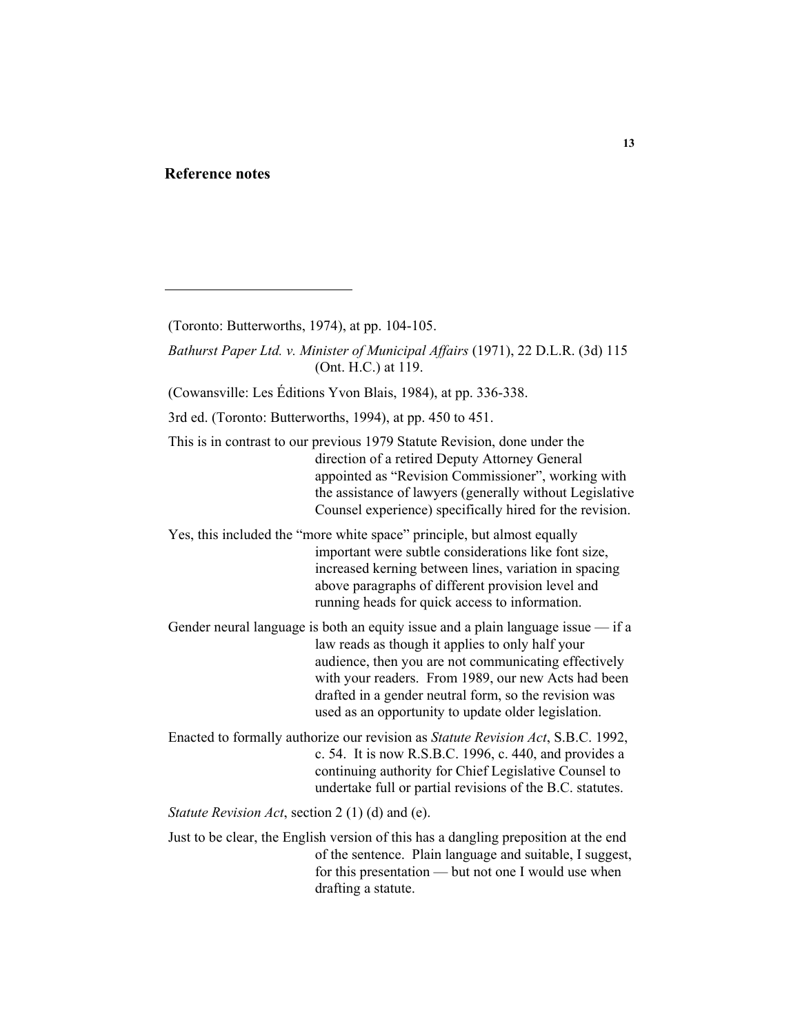## Reference notes

---

(Toronto: Butterworths, 1974), at pp. 104-105.

*Bathurst Paper Ltd. v. Minister of Municipal Affairs* (1971), 22 D.L.R. (3d) 115 (Ont. H.C.) at 119.

(Cowansville: Les Éditions Yvon Blais, 1984), at pp. 336-338.

3rd ed. (Toronto: Butterworths, 1994), at pp. 450 to 451.

This is in contrast to our previous 1979 Statute Revision, done under the direction of a retired Deputy Attorney General appointed as "Revision Commissioner", working with the assistance of lawyers (generally without Legislative Counsel experience) specifically hired for the revision.

Yes, this included the "more white space" principle, but almost equally important were subtle considerations like font size, increased kerning between lines, variation in spacing above paragraphs of different provision level and running heads for quick access to information.

Gender neural language is both an equity issue and a plain language issue — if a law reads as though it applies to only half your audience, then you are not communicating effectively with your readers. From 1989, our new Acts had been drafted in a gender neutral form, so the revision was used as an opportunity to update older legislation.

Enacted to formally authorize our revision as *Statute Revision Act*, S.B.C. 1992, c. 54. It is now R.S.B.C. 1996, c. 440, and provides a continuing authority for Chief Legislative Counsel to undertake full or partial revisions of the B.C. statutes.

*Statute Revision Act*, section 2 (1) (d) and (e).

Just to be clear, the English version of this has a dangling preposition at the end of the sentence. Plain language and suitable, I suggest, for this presentation — but not one I would use when drafting a statute.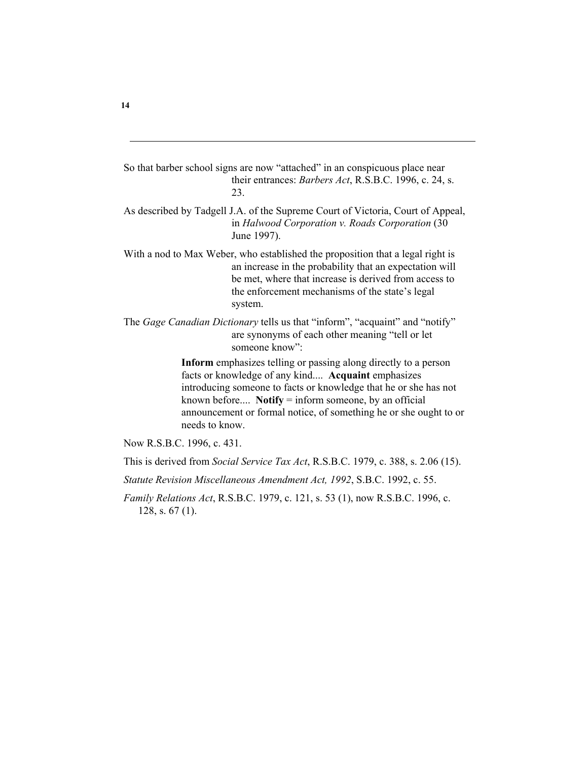So that barber school signs are now "attached" in an conspicuous place near their entrances: *Barbers Act*, R.S.B.C. 1996, c. 24, s. 23.

As described by Tadgell J.A. of the Supreme Court of Victoria, Court of Appeal, in *Halwood Corporation v. Roads Corporation* (30 June 1997).

With a nod to Max Weber, who established the proposition that a legal right is an increase in the probability that an expectation will be met, where that increase is derived from access to the enforcement mechanisms of the state's legal system.

The *Gage Canadian Dictionary* tells us that "inform", "acquaint" and "notify" are synonyms of each other meaning "tell or let someone know":

> **Inform** emphasizes telling or passing along directly to a person facts or knowledge of any kind.... **Acquaint** emphasizes introducing someone to facts or knowledge that he or she has not known before.... **Notify** = inform someone, by an official announcement or formal notice, of something he or she ought to or needs to know.

Now R.S.B.C. 1996, c. 431.

This is derived from *Social Service Tax Act*, R.S.B.C. 1979, c. 388, s. 2.06 (15).

*Statute Revision Miscellaneous Amendment Act, 1992*, S.B.C. 1992, c. 55.

*Family Relations Act*, R.S.B.C. 1979, c. 121, s. 53 (1), now R.S.B.C. 1996, c. 128, s. 67 (1).